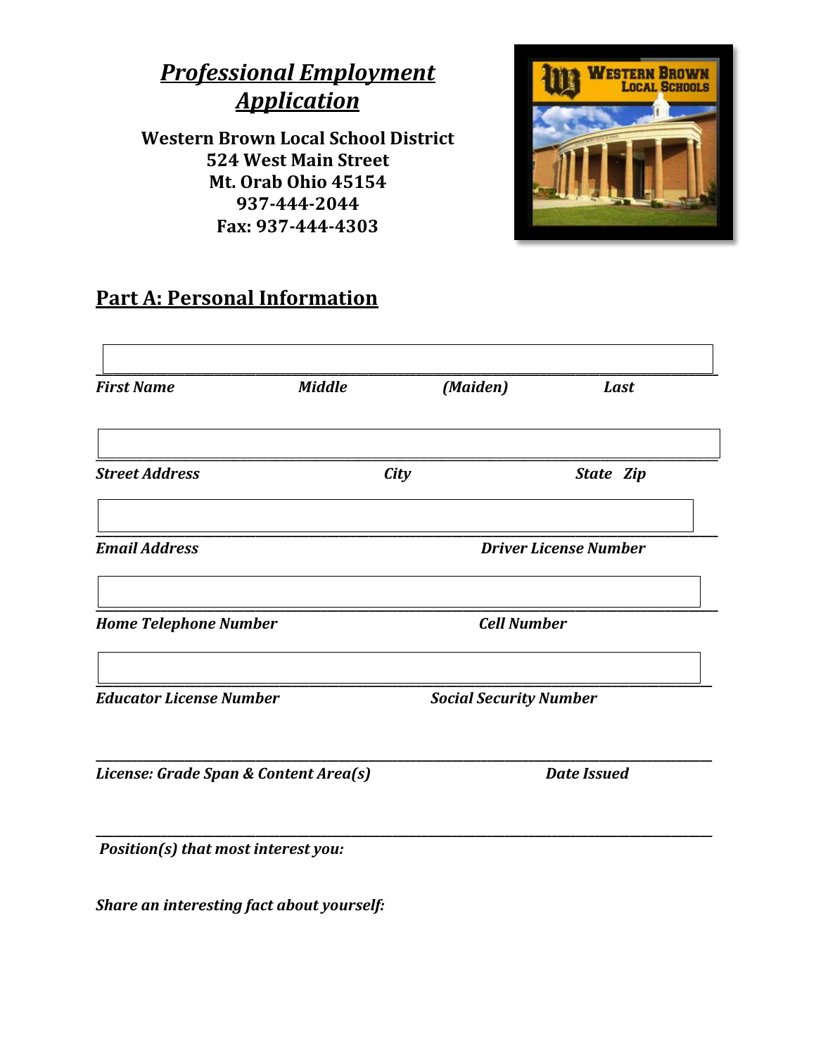# *Professional Employment Application*

**Western Brown Local School District**
**524 West Main Street**
**Mt. Orab Ohio 45154**
**937-444-2044**
**Fax: 937-444-4303**

## Part A: Personal Information

_______________________________________________

***First Name*** ***Middle*** ***(Maiden)*** ***Last***

_______________________________________________

***Street Address*** ***City*** ***State Zip***

_______________________________________________

***Email Address*** ***Driver License Number***

_______________________________________________

***Home Telephone Number*** ***Cell Number***

_______________________________________________

***Educator License Number*** ***Social Security Number***

_______________________________________________

***License: Grade Span & Content Area(s)*** ***Date Issued***

_______________________________________________

***Position(s) that most interest you:***

***Share an interesting fact about yourself:***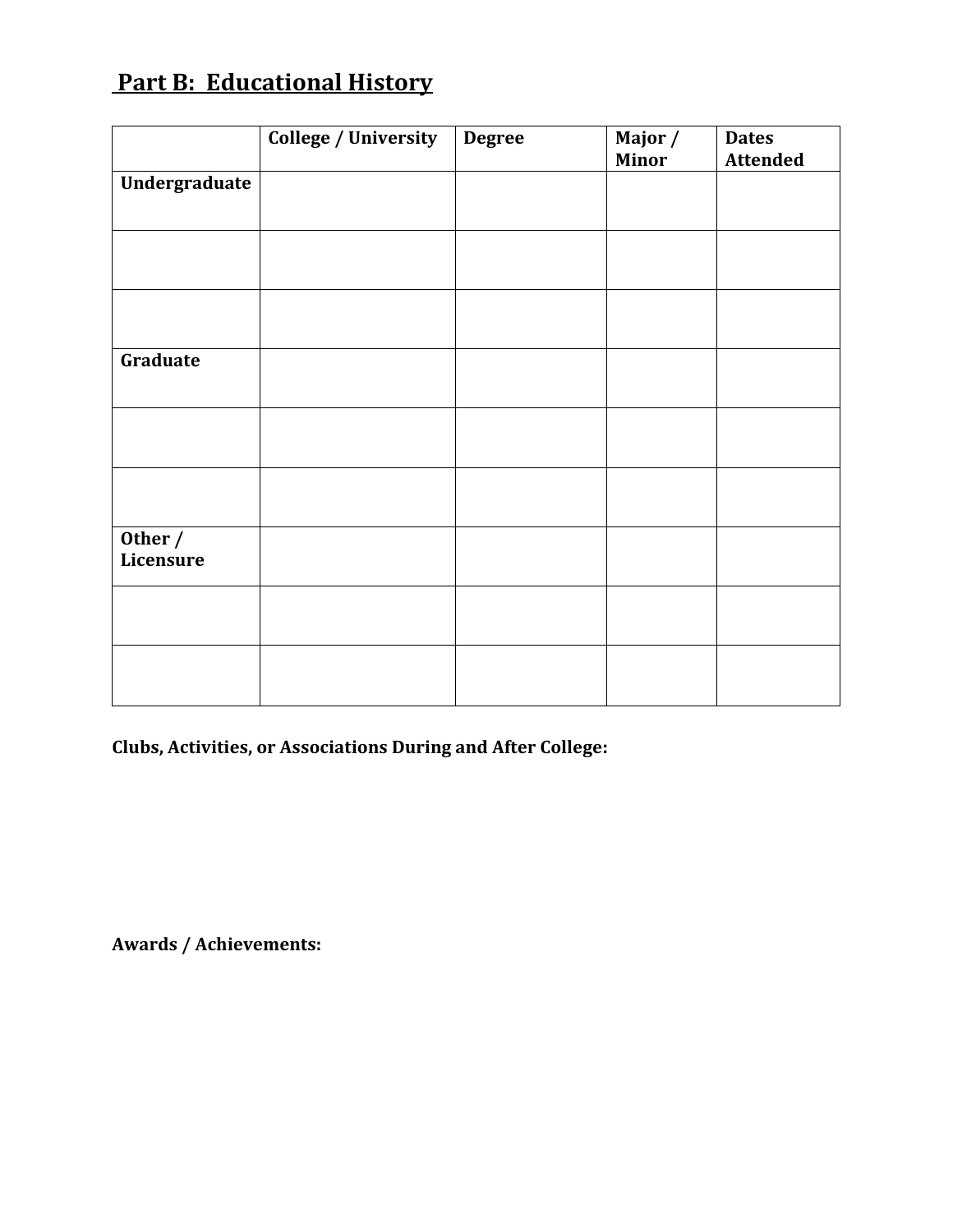## Part B: Educational History

| | College / University | Degree | Major / Minor | Dates Attended |
|---|---|---|---|---|
| **Undergraduate** | | | | |
| | | | | |
| | | | | |
| **Graduate** | | | | |
| | | | | |
| | | | | |
| **Other / Licensure** | | | | |
| | | | | |
| | | | | |

**Clubs, Activities, or Associations During and After College:**

**Awards / Achievements:**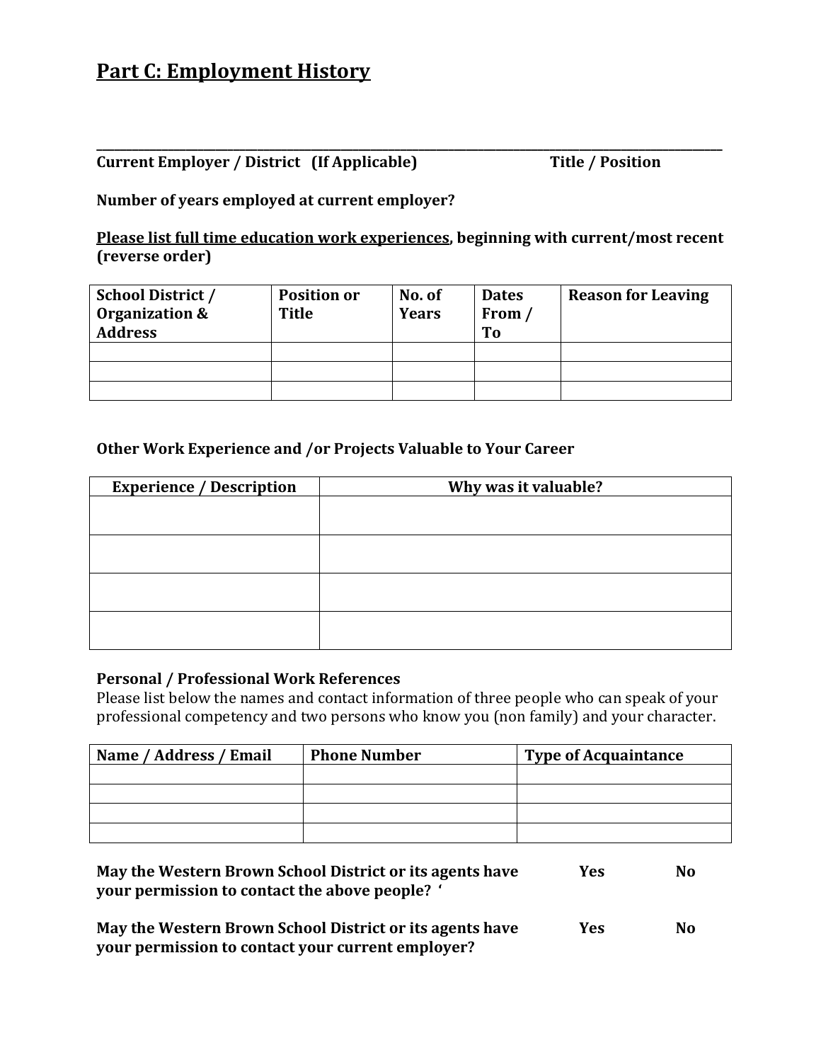## Part C: Employment History

_______________________________________________________________________________________________

**Current Employer / District (If Applicable) Title / Position**

**Number of years employed at current employer?**

**Please list full time education work experiences, beginning with current/most recent (reverse order)**

| School District / Organization & Address | Position or Title | No. of Years | Dates From / To | Reason for Leaving |
|---|---|---|---|---|
| | | | | |
| | | | | |
| | | | | |

**Other Work Experience and /or Projects Valuable to Your Career**

| Experience / Description | Why was it valuable? |
|---|---|
| | |
| | |
| | |
| | |

**Personal / Professional Work References**

Please list below the names and contact information of three people who can speak of your professional competency and two persons who know you (non family) and your character.

| Name / Address / Email | Phone Number | Type of Acquaintance |
|---|---|---|
| | | |
| | | |
| | | |
| | | |

**May the Western Brown School District or its agents have your permission to contact the above people? ‘ Yes No**

**May the Western Brown School District or its agents have your permission to contact your current employer? Yes No**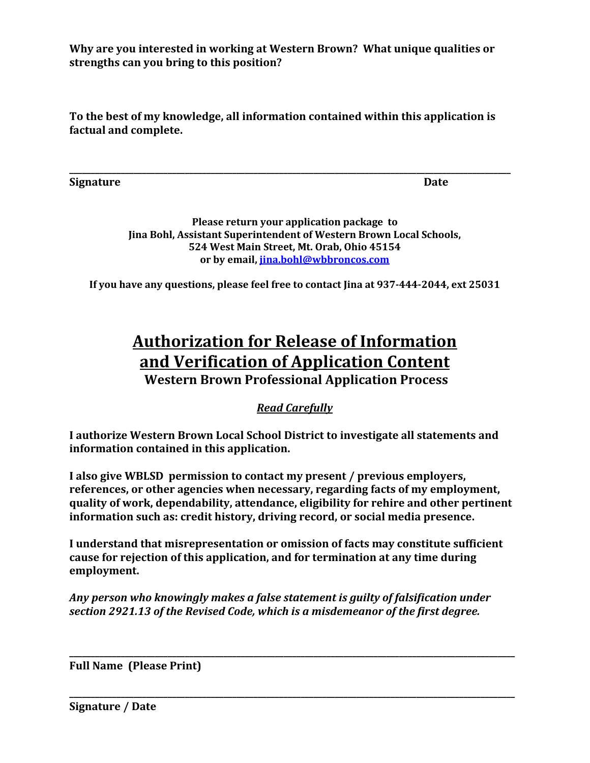**Why are you interested in working at Western Brown? What unique qualities or strengths can you bring to this position?**

**To the best of my knowledge, all information contained within this application is factual and complete.**

\_\_\_\_\_\_\_\_\_\_\_\_\_\_\_\_\_\_\_\_\_\_\_\_\_\_\_\_\_\_\_\_\_\_\_\_\_\_\_\_\_\_\_\_\_\_\_\_\_\_\_\_\_\_\_\_\_\_\_\_\_\_\_\_\_\_\_\_\_\_\_\_\_\_\_\_\_\_

**Signature** **Date**

**Please return your application package to**
**Jina Bohl, Assistant Superintendent of Western Brown Local Schools,**
**524 West Main Street, Mt. Orab, Ohio 45154**
**or by email, [jina.bohl@wbbroncos.com](mailto:jina.bohl@wbbroncos.com)**

**If you have any questions, please feel free to contact Jina at 937-444-2044, ext 25031**

# Authorization for Release of Information and Verification of Application Content

## Western Brown Professional Application Process

***Read Carefully***

**I authorize Western Brown Local School District to investigate all statements and information contained in this application.**

**I also give WBLSD permission to contact my present / previous employers, references, or other agencies when necessary, regarding facts of my employment, quality of work, dependability, attendance, eligibility for rehire and other pertinent information such as: credit history, driving record, or social media presence.**

**I understand that misrepresentation or omission of facts may constitute sufficient cause for rejection of this application, and for termination at any time during employment.**

***Any person who knowingly makes a false statement is guilty of falsification under section 2921.13 of the Revised Code, which is a misdemeanor of the first degree.***

\_\_\_\_\_\_\_\_\_\_\_\_\_\_\_\_\_\_\_\_\_\_\_\_\_\_\_\_\_\_\_\_\_\_\_\_\_\_\_\_\_\_\_\_\_\_\_\_\_\_\_\_\_\_\_\_\_\_\_\_\_\_\_\_\_\_\_\_\_\_\_\_\_\_\_\_\_\_

**Full Name (Please Print)**

\_\_\_\_\_\_\_\_\_\_\_\_\_\_\_\_\_\_\_\_\_\_\_\_\_\_\_\_\_\_\_\_\_\_\_\_\_\_\_\_\_\_\_\_\_\_\_\_\_\_\_\_\_\_\_\_\_\_\_\_\_\_\_\_\_\_\_\_\_\_\_\_\_\_\_\_\_\_

**Signature / Date**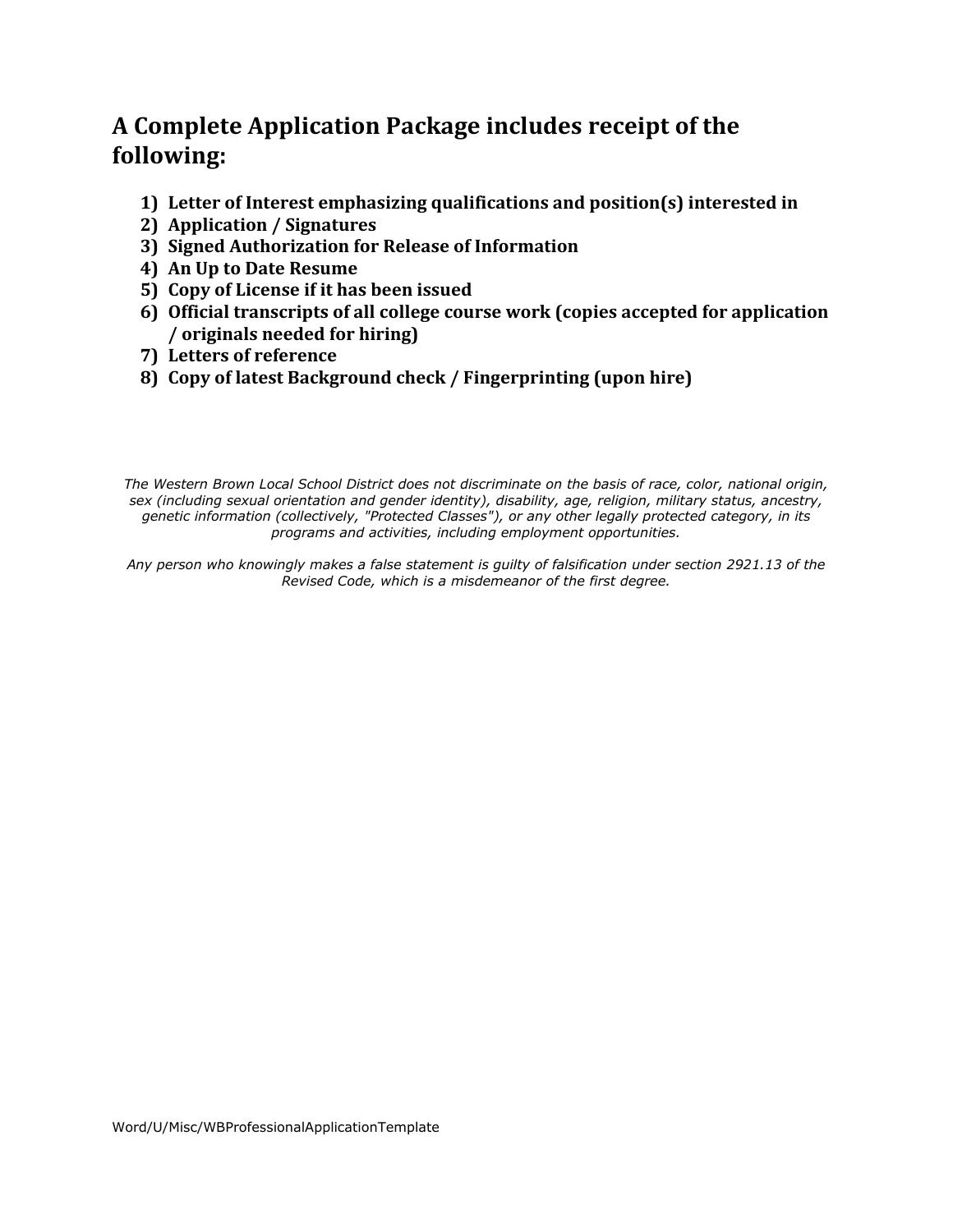## A Complete Application Package includes receipt of the following:

1) **Letter of Interest emphasizing qualifications and position(s) interested in**
2) **Application / Signatures**
3) **Signed Authorization for Release of Information**
4) **An Up to Date Resume**
5) **Copy of License if it has been issued**
6) **Official transcripts of all college course work (copies accepted for application / originals needed for hiring)**
7) **Letters of reference**
8) **Copy of latest Background check / Fingerprinting (upon hire)**

*The Western Brown Local School District does not discriminate on the basis of race, color, national origin, sex (including sexual orientation and gender identity), disability, age, religion, military status, ancestry, genetic information (collectively, "Protected Classes"), or any other legally protected category, in its programs and activities, including employment opportunities.*

*Any person who knowingly makes a false statement is guilty of falsification under section 2921.13 of the Revised Code, which is a misdemeanor of the first degree.*

Word/U/Misc/WBProfessionalApplicationTemplate